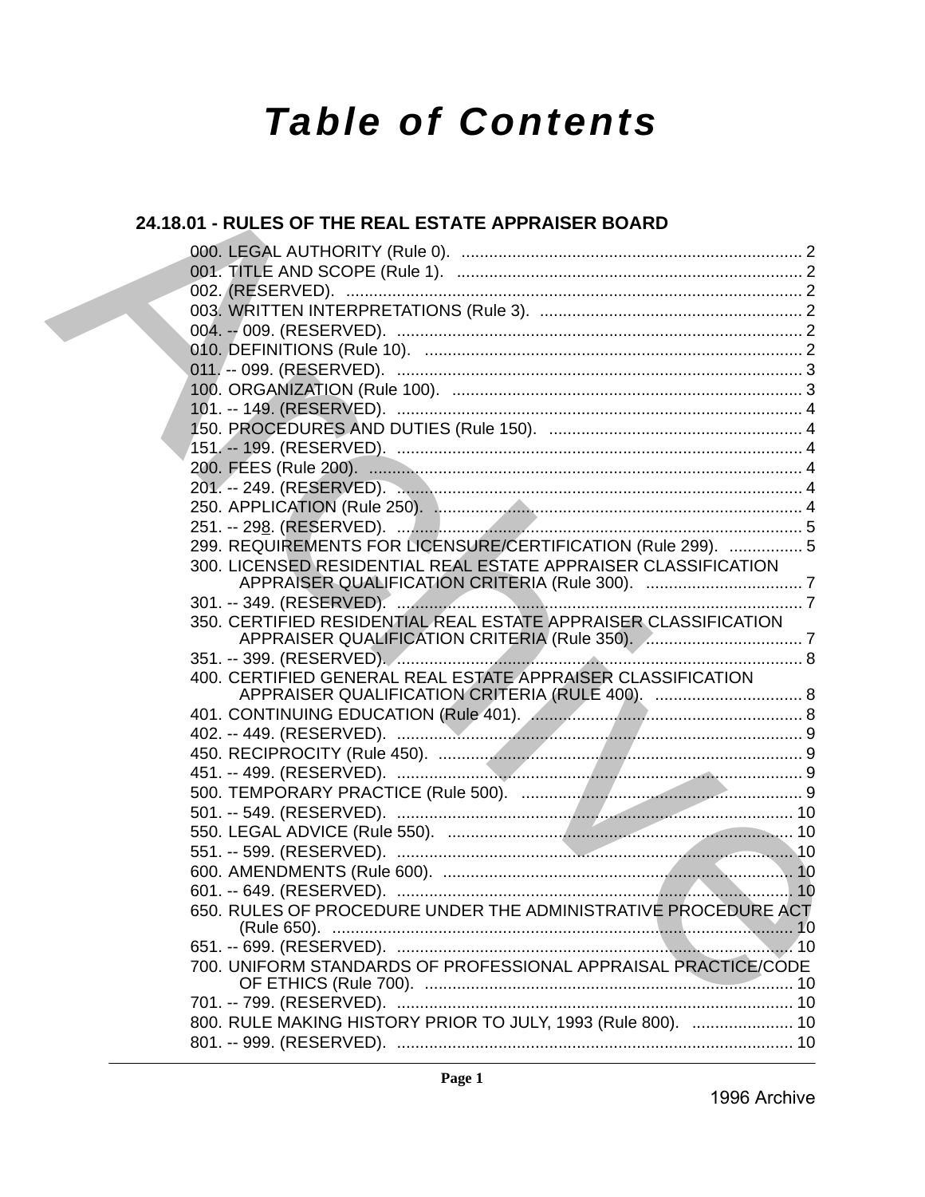# Table of Contents

## 24.18.01 - RULES OF THE REAL ESTATE APPRAISER BOARD

000. LEGAL AUTHORITY (Rule 0). .......... 2
001. TITLE AND SCOPE (Rule 1). .......... 2
002. (RESERVED). .......... 2
003. WRITTEN INTERPRETATIONS (Rule 3). .......... 2
004. -- 009. (RESERVED). .......... 2
010. DEFINITIONS (Rule 10). .......... 2
011. -- 099. (RESERVED). .......... 3
100. ORGANIZATION (Rule 100). .......... 3
101. -- 149. (RESERVED). .......... 4
150. PROCEDURES AND DUTIES (Rule 150). .......... 4
151. -- 199. (RESERVED). .......... 4
200. FEES (Rule 200). .......... 4
201. -- 249. (RESERVED). .......... 4
250. APPLICATION (Rule 250). .......... 4
251. -- 298. (RESERVED). .......... 5
299. REQUIREMENTS FOR LICENSURE/CERTIFICATION (Rule 299). .......... 5
300. LICENSED RESIDENTIAL REAL ESTATE APPRAISER CLASSIFICATION APPRAISER QUALIFICATION CRITERIA (Rule 300). .......... 7
301. -- 349. (RESERVED). .......... 7
350. CERTIFIED RESIDENTIAL REAL ESTATE APPRAISER CLASSIFICATION APPRAISER QUALIFICATION CRITERIA (Rule 350). .......... 7
351. -- 399. (RESERVED). .......... 8
400. CERTIFIED GENERAL REAL ESTATE APPRAISER CLASSIFICATION APPRAISER QUALIFICATION CRITERIA (RULE 400). .......... 8
401. CONTINUING EDUCATION (Rule 401). .......... 8
402. -- 449. (RESERVED). .......... 9
450. RECIPROCITY (Rule 450). .......... 9
451. -- 499. (RESERVED). .......... 9
500. TEMPORARY PRACTICE (Rule 500). .......... 9
501. -- 549. (RESERVED). .......... 10
550. LEGAL ADVICE (Rule 550). .......... 10
551. -- 599. (RESERVED). .......... 10
600. AMENDMENTS (Rule 600). .......... 10
601. -- 649. (RESERVED). .......... 10
650. RULES OF PROCEDURE UNDER THE ADMINISTRATIVE PROCEDURE ACT (Rule 650). .......... 10
651. -- 699. (RESERVED). .......... 10
700. UNIFORM STANDARDS OF PROFESSIONAL APPRAISAL PRACTICE/CODE OF ETHICS (Rule 700). .......... 10
701. -- 799. (RESERVED). .......... 10
800. RULE MAKING HISTORY PRIOR TO JULY, 1993 (Rule 800). .......... 10
801. -- 999. (RESERVED). .......... 10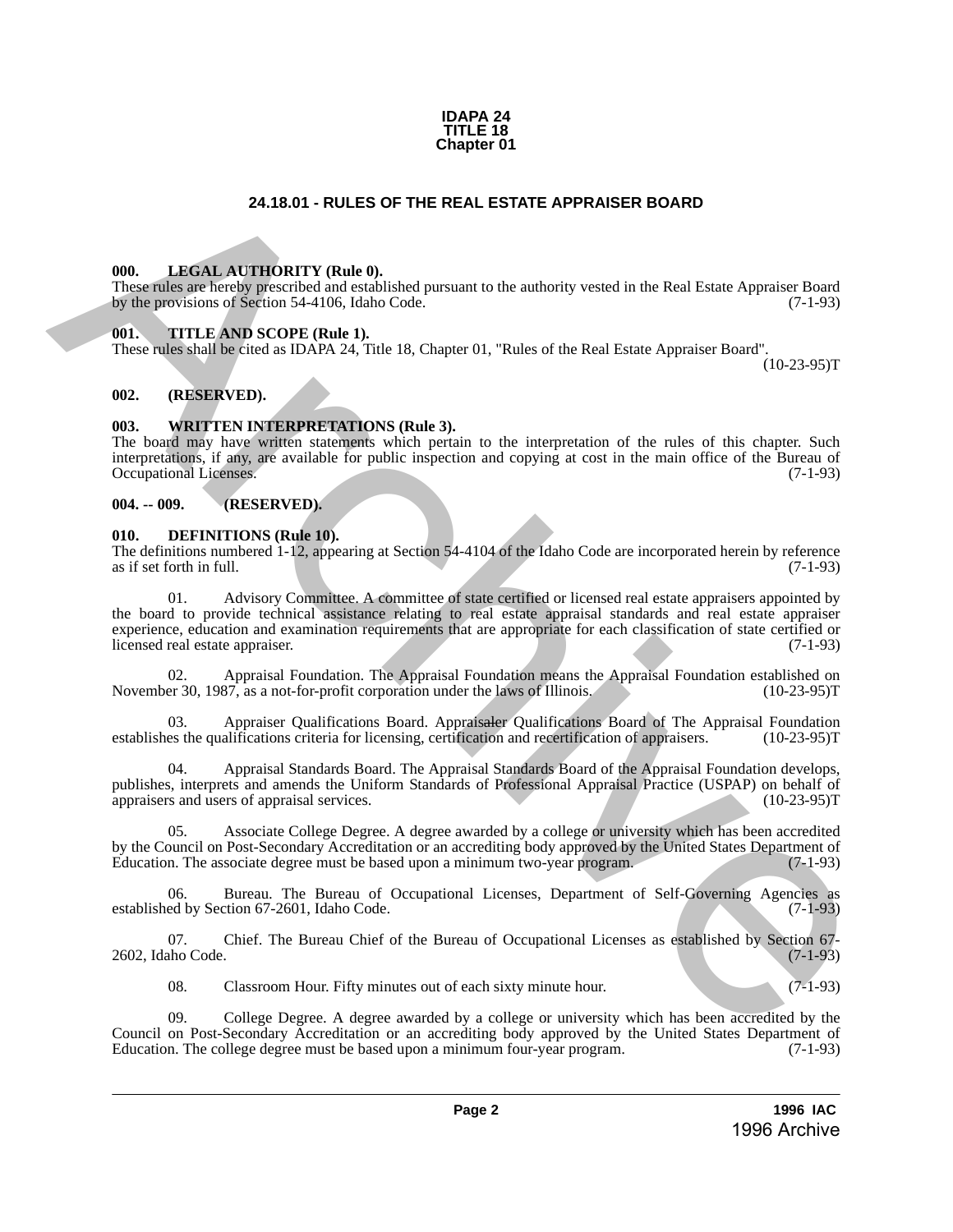IDAPA 24
TITLE 18
Chapter 01

# 24.18.01 - RULES OF THE REAL ESTATE APPRAISER BOARD

**000. LEGAL AUTHORITY (Rule 0).**
These rules are hereby prescribed and established pursuant to the authority vested in the Real Estate Appraiser Board by the provisions of Section 54-4106, Idaho Code. (7-1-93)

**001. TITLE AND SCOPE (Rule 1).**
These rules shall be cited as IDAPA 24, Title 18, Chapter 01, "Rules of the Real Estate Appraiser Board". (10-23-95)T

**002. (RESERVED).**

**003. WRITTEN INTERPRETATIONS (Rule 3).**
The board may have written statements which pertain to the interpretation of the rules of this chapter. Such interpretations, if any, are available for public inspection and copying at cost in the main office of the Bureau of Occupational Licenses. (7-1-93)

**004. -- 009. (RESERVED).**

**010. DEFINITIONS (Rule 10).**
The definitions numbered 1-12, appearing at Section 54-4104 of the Idaho Code are incorporated herein by reference as if set forth in full. (7-1-93)

01. Advisory Committee. A committee of state certified or licensed real estate appraisers appointed by the board to provide technical assistance relating to real estate appraisal standards and real estate appraiser experience, education and examination requirements that are appropriate for each classification of state certified or licensed real estate appraiser. (7-1-93)

02. Appraisal Foundation. The Appraisal Foundation means the Appraisal Foundation established on November 30, 1987, as a not-for-profit corporation under the laws of Illinois. (10-23-95)T

03. Appraiser Qualifications Board. Appraisaler Qualifications Board of The Appraisal Foundation establishes the qualifications criteria for licensing, certification and recertification of appraisers. (10-23-95)T

04. Appraisal Standards Board. The Appraisal Standards Board of the Appraisal Foundation develops, publishes, interprets and amends the Uniform Standards of Professional Appraisal Practice (USPAP) on behalf of appraisers and users of appraisal services. (10-23-95)T

05. Associate College Degree. A degree awarded by a college or university which has been accredited by the Council on Post-Secondary Accreditation or an accrediting body approved by the United States Department of Education. The associate degree must be based upon a minimum two-year program. (7-1-93)

06. Bureau. The Bureau of Occupational Licenses, Department of Self-Governing Agencies as established by Section 67-2601, Idaho Code. (7-1-93)

07. Chief. The Bureau Chief of the Bureau of Occupational Licenses as established by Section 67-2602, Idaho Code. (7-1-93)

08. Classroom Hour. Fifty minutes out of each sixty minute hour. (7-1-93)

09. College Degree. A degree awarded by a college or university which has been accredited by the Council on Post-Secondary Accreditation or an accrediting body approved by the United States Department of Education. The college degree must be based upon a minimum four-year program. (7-1-93)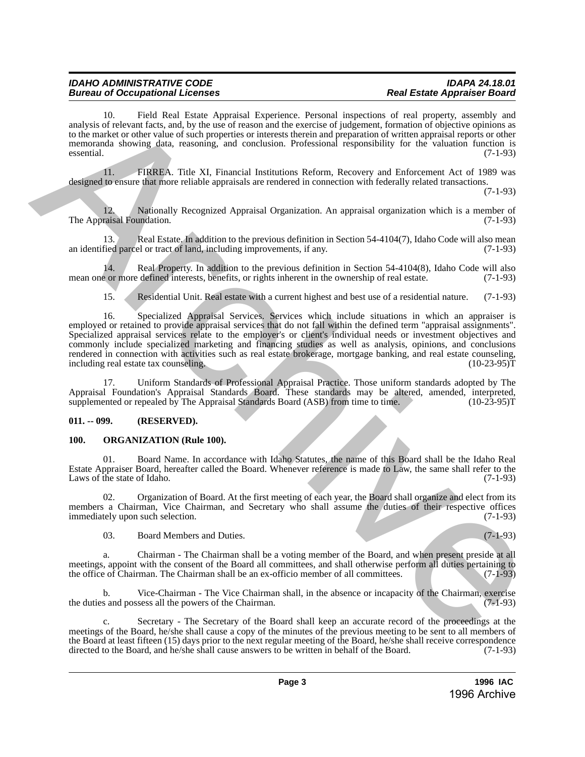10. Field Real Estate Appraisal Experience. Personal inspections of real property, assembly and analysis of relevant facts, and, by the use of reason and the exercise of judgement, formation of objective opinions as to the market or other value of such properties or interests therein and preparation of written appraisal reports or other memoranda showing data, reasoning, and conclusion. Professional responsibility for the valuation function is essential. (7-1-93)

11. FIRREA. Title XI, Financial Institutions Reform, Recovery and Enforcement Act of 1989 was designed to ensure that more reliable appraisals are rendered in connection with federally related transactions. (7-1-93)

12. Nationally Recognized Appraisal Organization. An appraisal organization which is a member of The Appraisal Foundation. (7-1-93)

13. Real Estate. In addition to the previous definition in Section 54-4104(7), Idaho Code will also mean an identified parcel or tract of land, including improvements, if any. (7-1-93)

14. Real Property. In addition to the previous definition in Section 54-4104(8), Idaho Code will also mean one or more defined interests, benefits, or rights inherent in the ownership of real estate. (7-1-93)

15. Residential Unit. Real estate with a current highest and best use of a residential nature. (7-1-93)

16. Specialized Appraisal Services. Services which include situations in which an appraiser is employed or retained to provide appraisal services that do not fall within the defined term "appraisal assignments". Specialized appraisal services relate to the employer's or client's individual needs or investment objectives and commonly include specialized marketing and financing studies as well as analysis, opinions, and conclusions rendered in connection with activities such as real estate brokerage, mortgage banking, and real estate counseling, including real estate tax counseling. (10-23-95)T

17. Uniform Standards of Professional Appraisal Practice. Those uniform standards adopted by The Appraisal Foundation's Appraisal Standards Board. These standards may be altered, amended, interpreted, supplemented or repealed by The Appraisal Standards Board (ASB) from time to time. (10-23-95)T

**011. -- 099. (RESERVED).**

**100. ORGANIZATION (Rule 100).**

01. Board Name. In accordance with Idaho Statutes, the name of this Board shall be the Idaho Real Estate Appraiser Board, hereafter called the Board. Whenever reference is made to Law, the same shall refer to the Laws of the state of Idaho. (7-1-93)

02. Organization of Board. At the first meeting of each year, the Board shall organize and elect from its members a Chairman, Vice Chairman, and Secretary who shall assume the duties of their respective offices immediately upon such selection. (7-1-93)

03. Board Members and Duties. (7-1-93)

a. Chairman - The Chairman shall be a voting member of the Board, and when present preside at all meetings, appoint with the consent of the Board all committees, and shall otherwise perform all duties pertaining to the office of Chairman. The Chairman shall be an ex-officio member of all committees. (7-1-93)

b. Vice-Chairman - The Vice Chairman shall, in the absence or incapacity of the Chairman, exercise the duties and possess all the powers of the Chairman. (7-1-93)

c. Secretary - The Secretary of the Board shall keep an accurate record of the proceedings at the meetings of the Board, he/she shall cause a copy of the minutes of the previous meeting to be sent to all members of the Board at least fifteen (15) days prior to the next regular meeting of the Board, he/she shall receive correspondence directed to the Board, and he/she shall cause answers to be written in behalf of the Board. (7-1-93)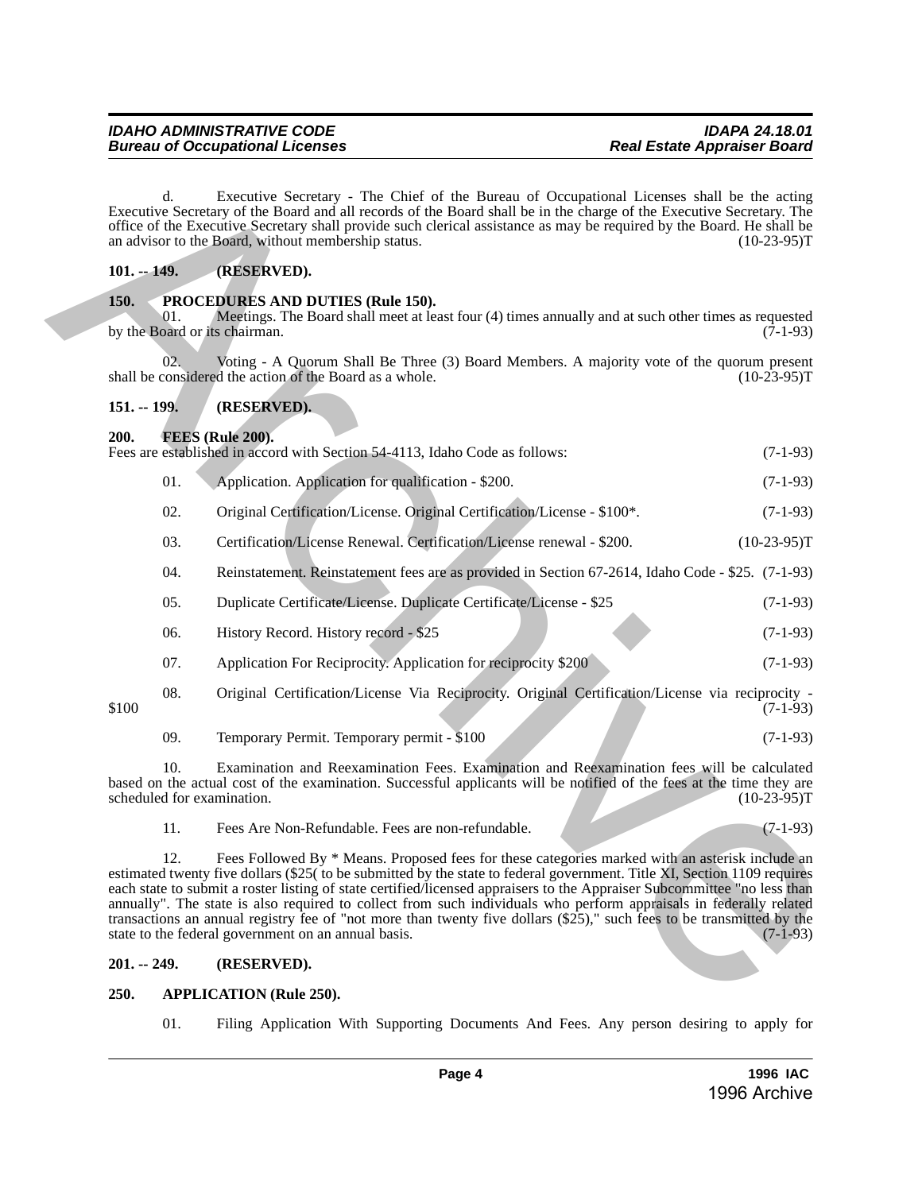d. Executive Secretary - The Chief of the Bureau of Occupational Licenses shall be the acting Executive Secretary of the Board and all records of the Board shall be in the charge of the Executive Secretary. The office of the Executive Secretary shall provide such clerical assistance as may be required by the Board. He shall be an advisor to the Board, without membership status. (10-23-95)T

**101. -- 149. (RESERVED).**

**150. PROCEDURES AND DUTIES (Rule 150).**

01. Meetings. The Board shall meet at least four (4) times annually and at such other times as requested by the Board or its chairman. (7-1-93)

02. Voting - A Quorum Shall Be Three (3) Board Members. A majority vote of the quorum present shall be considered the action of the Board as a whole. (10-23-95)T

**151. -- 199. (RESERVED).**

**200. FEES (Rule 200).**

Fees are established in accord with Section 54-4113, Idaho Code as follows: (7-1-93)

01. Application. Application for qualification - $200. (7-1-93)

02. Original Certification/License. Original Certification/License - $100*. (7-1-93)

03. Certification/License Renewal. Certification/License renewal - $200. (10-23-95)T

04. Reinstatement. Reinstatement fees are as provided in Section 67-2614, Idaho Code - $25. (7-1-93)

05. Duplicate Certificate/License. Duplicate Certificate/License - $25 (7-1-93)

06. History Record. History record - $25 (7-1-93)

07. Application For Reciprocity. Application for reciprocity $200 (7-1-93)

08. Original Certification/License Via Reciprocity. Original Certification/License via reciprocity - $100 (7-1-93)

09. Temporary Permit. Temporary permit - $100 (7-1-93)

10. Examination and Reexamination Fees. Examination and Reexamination fees will be calculated based on the actual cost of the examination. Successful applicants will be notified of the fees at the time they are scheduled for examination. (10-23-95)T

11. Fees Are Non-Refundable. Fees are non-refundable. (7-1-93)

12. Fees Followed By * Means. Proposed fees for these categories marked with an asterisk include an estimated twenty five dollars ($25( to be submitted by the state to federal government. Title XI, Section 1109 requires each state to submit a roster listing of state certified/licensed appraisers to the Appraiser Subcommittee "no less than annually". The state is also required to collect from such individuals who perform appraisals in federally related transactions an annual registry fee of "not more than twenty five dollars ($25)," such fees to be transmitted by the state to the federal government on an annual basis. (7-1-93)

**201. -- 249. (RESERVED).**

**250. APPLICATION (Rule 250).**

01. Filing Application With Supporting Documents And Fees. Any person desiring to apply for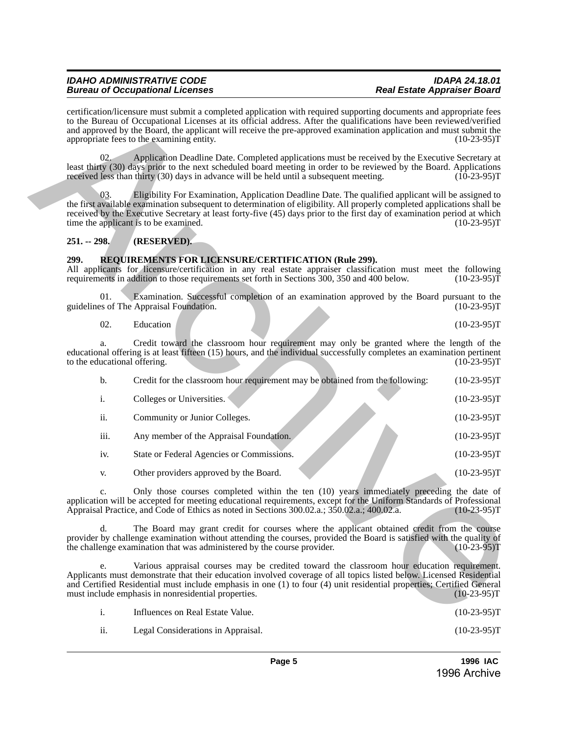certification/licensure must submit a completed application with required supporting documents and appropriate fees to the Bureau of Occupational Licenses at its official address. After the qualifications have been reviewed/verified and approved by the Board, the applicant will receive the pre-approved examination application and must submit the appropriate fees to the examining entity. (10-23-95)T

02. Application Deadline Date. Completed applications must be received by the Executive Secretary at least thirty (30) days prior to the next scheduled board meeting in order to be reviewed by the Board. Applications received less than thirty (30) days in advance will be held until a subsequent meeting. (10-23-95)T

03. Eligibility For Examination, Application Deadline Date. The qualified applicant will be assigned to the first available examination subsequent to determination of eligibility. All properly completed applications shall be received by the Executive Secretary at least forty-five (45) days prior to the first day of examination period at which time the applicant is to be examined. (10-23-95)T

**251. -- 298. (RESERVED).**

**299. REQUIREMENTS FOR LICENSURE/CERTIFICATION (Rule 299).**

All applicants for licensure/certification in any real estate appraiser classification must meet the following requirements in addition to those requirements set forth in Sections 300, 350 and 400 below. (10-23-95)T

01. Examination. Successful completion of an examination approved by the Board pursuant to the guidelines of The Appraisal Foundation. (10-23-95)T

02. Education (10-23-95)T

a. Credit toward the classroom hour requirement may only be granted where the length of the educational offering is at least fifteen (15) hours, and the individual successfully completes an examination pertinent to the educational offering. (10-23-95)T

b. Credit for the classroom hour requirement may be obtained from the following: (10-23-95)T

i. Colleges or Universities. (10-23-95)T

ii. Community or Junior Colleges. (10-23-95)T

iii. Any member of the Appraisal Foundation. (10-23-95)T

iv. State or Federal Agencies or Commissions. (10-23-95)T

v. Other providers approved by the Board. (10-23-95)T

c. Only those courses completed within the ten (10) years immediately preceding the date of application will be accepted for meeting educational requirements, except for the Uniform Standards of Professional Appraisal Practice, and Code of Ethics as noted in Sections 300.02.a.; 350.02.a.; 400.02.a. (10-23-95)T

d. The Board may grant credit for courses where the applicant obtained credit from the course provider by challenge examination without attending the courses, provided the Board is satisfied with the quality of the challenge examination that was administered by the course provider. (10-23-95)T

e. Various appraisal courses may be credited toward the classroom hour education requirement. Applicants must demonstrate that their education involved coverage of all topics listed below. Licensed Residential and Certified Residential must include emphasis in one (1) to four (4) unit residential properties; Certified General must include emphasis in nonresidential properties. (10-23-95)T

i. Influences on Real Estate Value. (10-23-95)T

ii. Legal Considerations in Appraisal. (10-23-95)T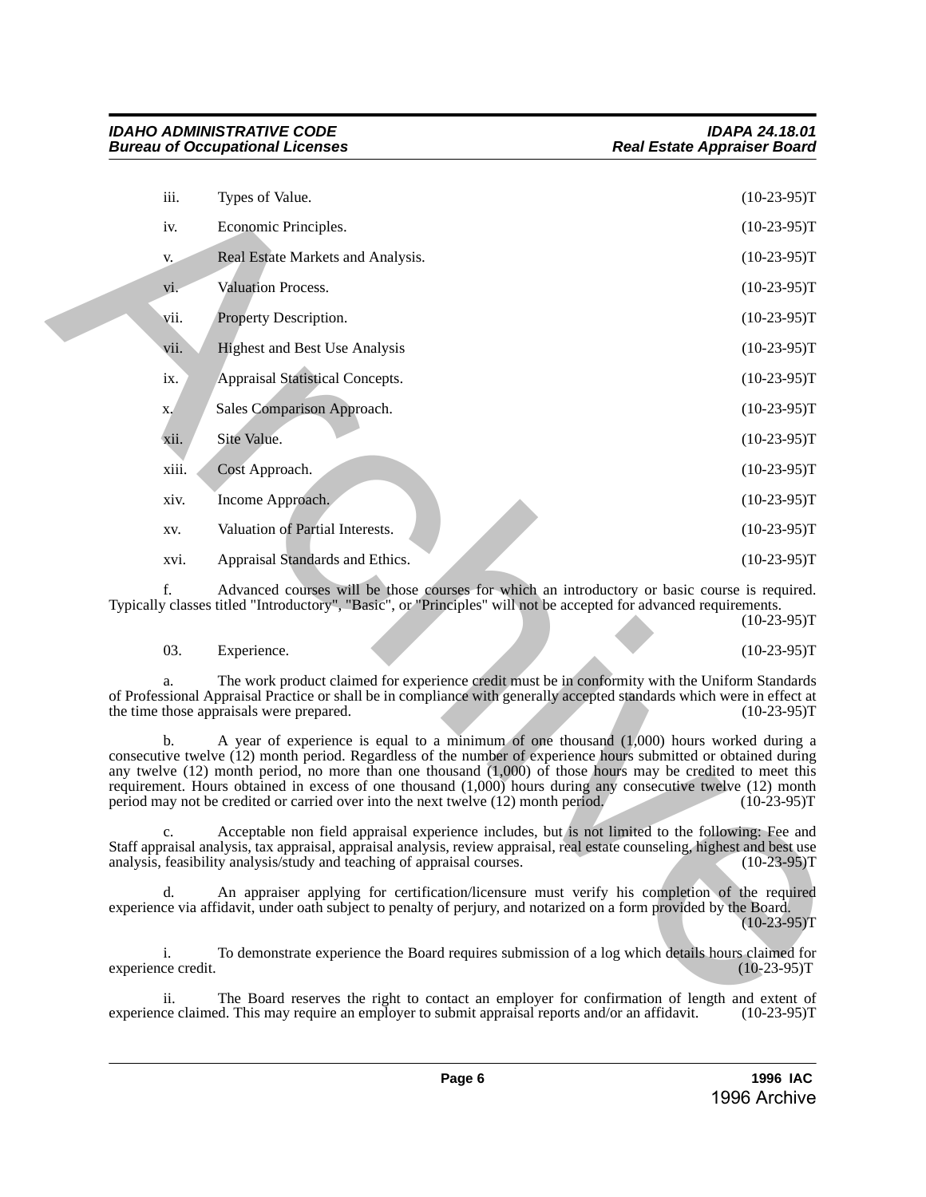iii. Types of Value. (10-23-95)T

iv. Economic Principles. (10-23-95)T

v. Real Estate Markets and Analysis. (10-23-95)T

vi. Valuation Process. (10-23-95)T

vii. Property Description. (10-23-95)T

vii. Highest and Best Use Analysis (10-23-95)T

ix. Appraisal Statistical Concepts. (10-23-95)T

x. Sales Comparison Approach. (10-23-95)T

xii. Site Value. (10-23-95)T

xiii. Cost Approach. (10-23-95)T

xiv. Income Approach. (10-23-95)T

xv. Valuation of Partial Interests. (10-23-95)T

xvi. Appraisal Standards and Ethics. (10-23-95)T

f. Advanced courses will be those courses for which an introductory or basic course is required. Typically classes titled "Introductory", "Basic", or "Principles" will not be accepted for advanced requirements. (10-23-95)T

03. Experience. (10-23-95)T

a. The work product claimed for experience credit must be in conformity with the Uniform Standards of Professional Appraisal Practice or shall be in compliance with generally accepted standards which were in effect at the time those appraisals were prepared. (10-23-95)T

b. A year of experience is equal to a minimum of one thousand (1,000) hours worked during a consecutive twelve (12) month period. Regardless of the number of experience hours submitted or obtained during any twelve (12) month period, no more than one thousand (1,000) of those hours may be credited to meet this requirement. Hours obtained in excess of one thousand (1,000) hours during any consecutive twelve (12) month period may not be credited or carried over into the next twelve (12) month period. (10-23-95)T

c. Acceptable non field appraisal experience includes, but is not limited to the following: Fee and Staff appraisal analysis, tax appraisal, appraisal analysis, review appraisal, real estate counseling, highest and best use analysis, feasibility analysis/study and teaching of appraisal courses. (10-23-95)T

d. An appraiser applying for certification/licensure must verify his completion of the required experience via affidavit, under oath subject to penalty of perjury, and notarized on a form provided by the Board. (10-23-95)T

i. To demonstrate experience the Board requires submission of a log which details hours claimed for experience credit. (10-23-95)T

ii. The Board reserves the right to contact an employer for confirmation of length and extent of experience claimed. This may require an employer to submit appraisal reports and/or an affidavit. (10-23-95)T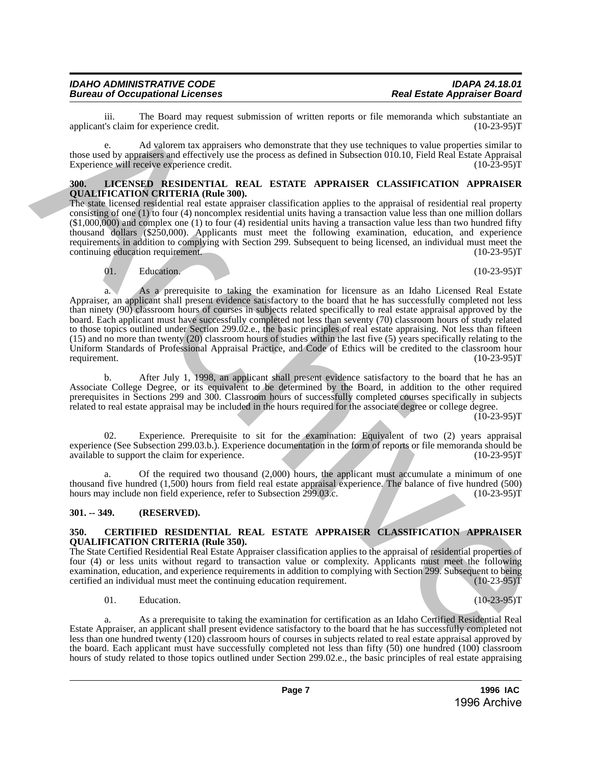iii. The Board may request submission of written reports or file memoranda which substantiate an applicant's claim for experience credit. (10-23-95)T

e. Ad valorem tax appraisers who demonstrate that they use techniques to value properties similar to those used by appraisers and effectively use the process as defined in Subsection 010.10, Field Real Estate Appraisal Experience will receive experience credit. (10-23-95)T

**300. LICENSED RESIDENTIAL REAL ESTATE APPRAISER CLASSIFICATION APPRAISER QUALIFICATION CRITERIA (Rule 300).**

The state licensed residential real estate appraiser classification applies to the appraisal of residential real property consisting of one (1) to four (4) noncomplex residential units having a transaction value less than one million dollars ($1,000,000) and complex one (1) to four (4) residential units having a transaction value less than two hundred fifty thousand dollars ($250,000). Applicants must meet the following examination, education, and experience requirements in addition to complying with Section 299. Subsequent to being licensed, an individual must meet the continuing education requirement. (10-23-95)T

01. Education. (10-23-95)T

a. As a prerequisite to taking the examination for licensure as an Idaho Licensed Real Estate Appraiser, an applicant shall present evidence satisfactory to the board that he has successfully completed not less than ninety (90) classroom hours of courses in subjects related specifically to real estate appraisal approved by the board. Each applicant must have successfully completed not less than seventy (70) classroom hours of study related to those topics outlined under Section 299.02.e., the basic principles of real estate appraising. Not less than fifteen (15) and no more than twenty (20) classroom hours of studies within the last five (5) years specifically relating to the Uniform Standards of Professional Appraisal Practice, and Code of Ethics will be credited to the classroom hour requirement. (10-23-95)T

b. After July 1, 1998, an applicant shall present evidence satisfactory to the board that he has an Associate College Degree, or its equivalent to be determined by the Board, in addition to the other required prerequisites in Sections 299 and 300. Classroom hours of successfully completed courses specifically in subjects related to real estate appraisal may be included in the hours required for the associate degree or college degree. (10-23-95)T

02. Experience. Prerequisite to sit for the examination: Equivalent of two (2) years appraisal experience (See Subsection 299.03.b.). Experience documentation in the form of reports or file memoranda should be available to support the claim for experience. (10-23-95)T

a. Of the required two thousand (2,000) hours, the applicant must accumulate a minimum of one thousand five hundred (1,500) hours from field real estate appraisal experience. The balance of five hundred (500) hours may include non field experience, refer to Subsection 299.03.c. (10-23-95)T

**301. -- 349. (RESERVED).**

**350. CERTIFIED RESIDENTIAL REAL ESTATE APPRAISER CLASSIFICATION APPRAISER QUALIFICATION CRITERIA (Rule 350).**

The State Certified Residential Real Estate Appraiser classification applies to the appraisal of residential properties of four (4) or less units without regard to transaction value or complexity. Applicants must meet the following examination, education, and experience requirements in addition to complying with Section 299. Subsequent to being certified an individual must meet the continuing education requirement. (10-23-95)T

01. Education. (10-23-95)T

a. As a prerequisite to taking the examination for certification as an Idaho Certified Residential Real Estate Appraiser, an applicant shall present evidence satisfactory to the board that he has successfully completed not less than one hundred twenty (120) classroom hours of courses in subjects related to real estate appraisal approved by the board. Each applicant must have successfully completed not less than fifty (50) one hundred (100) classroom hours of study related to those topics outlined under Section 299.02.e., the basic principles of real estate appraising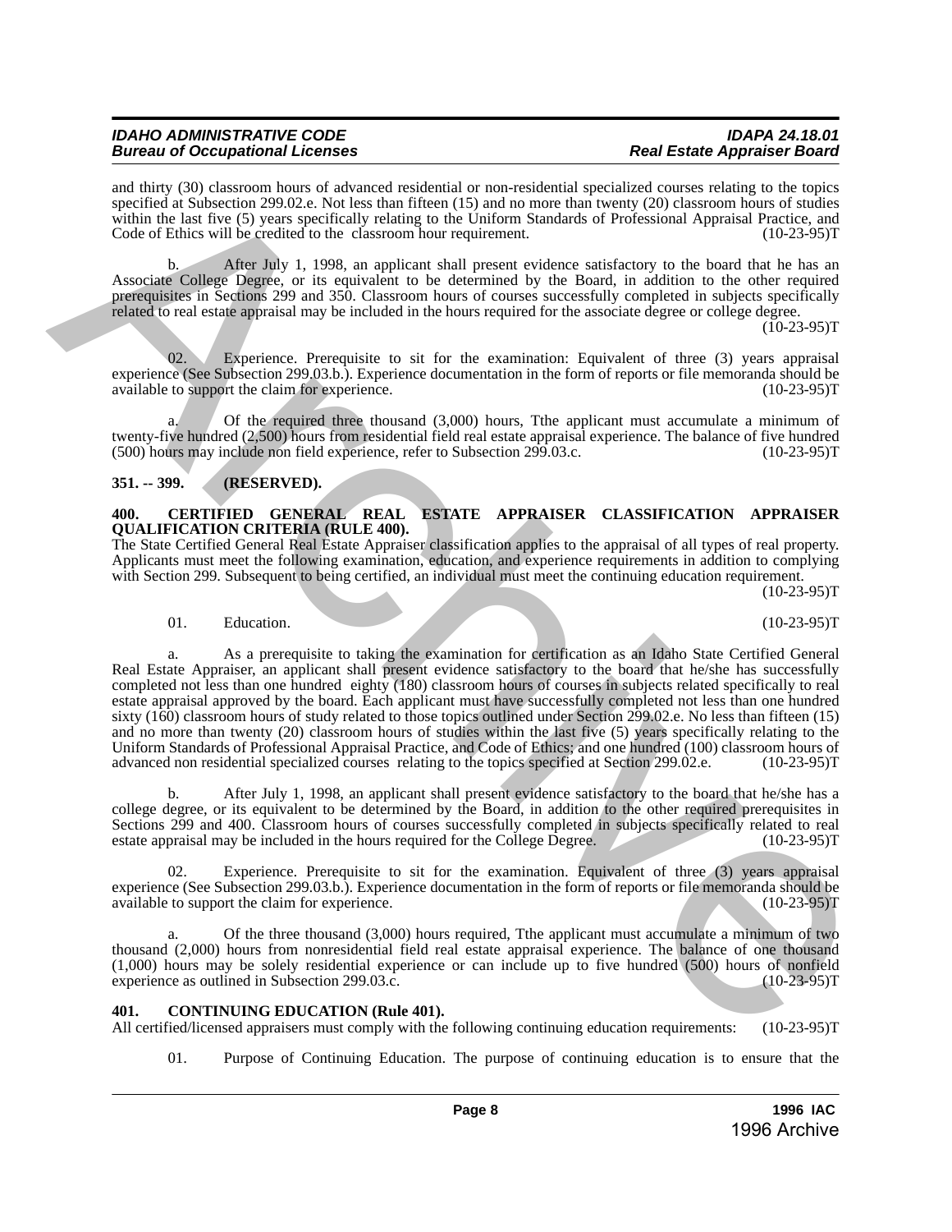and thirty (30) classroom hours of advanced residential or non-residential specialized courses relating to the topics specified at Subsection 299.02.e. Not less than fifteen (15) and no more than twenty (20) classroom hours of studies within the last five (5) years specifically relating to the Uniform Standards of Professional Appraisal Practice, and Code of Ethics will be credited to the classroom hour requirement. (10-23-95)T

b. After July 1, 1998, an applicant shall present evidence satisfactory to the board that he has an Associate College Degree, or its equivalent to be determined by the Board, in addition to the other required prerequisites in Sections 299 and 350. Classroom hours of courses successfully completed in subjects specifically related to real estate appraisal may be included in the hours required for the associate degree or college degree. (10-23-95)T

02. Experience. Prerequisite to sit for the examination: Equivalent of three (3) years appraisal experience (See Subsection 299.03.b.). Experience documentation in the form of reports or file memoranda should be available to support the claim for experience. (10-23-95)T

a. Of the required three thousand (3,000) hours, Tthe applicant must accumulate a minimum of twenty-five hundred (2,500) hours from residential field real estate appraisal experience. The balance of five hundred (500) hours may include non field experience, refer to Subsection 299.03.c. (10-23-95)T

**351. -- 399. (RESERVED).**

**400. CERTIFIED GENERAL REAL ESTATE APPRAISER CLASSIFICATION APPRAISER QUALIFICATION CRITERIA (RULE 400).**

The State Certified General Real Estate Appraiser classification applies to the appraisal of all types of real property. Applicants must meet the following examination, education, and experience requirements in addition to complying with Section 299. Subsequent to being certified, an individual must meet the continuing education requirement. (10-23-95)T

01. Education. (10-23-95)T

a. As a prerequisite to taking the examination for certification as an Idaho State Certified General Real Estate Appraiser, an applicant shall present evidence satisfactory to the board that he/she has successfully completed not less than one hundred eighty (180) classroom hours of courses in subjects related specifically to real estate appraisal approved by the board. Each applicant must have successfully completed not less than one hundred sixty (160) classroom hours of study related to those topics outlined under Section 299.02.e. No less than fifteen (15) and no more than twenty (20) classroom hours of studies within the last five (5) years specifically relating to the Uniform Standards of Professional Appraisal Practice, and Code of Ethics; and one hundred (100) classroom hours of advanced non residential specialized courses relating to the topics specified at Section 299.02.e. (10-23-95)T

b. After July 1, 1998, an applicant shall present evidence satisfactory to the board that he/she has a college degree, or its equivalent to be determined by the Board, in addition to the other required prerequisites in Sections 299 and 400. Classroom hours of courses successfully completed in subjects specifically related to real estate appraisal may be included in the hours required for the College Degree. (10-23-95)T

02. Experience. Prerequisite to sit for the examination. Equivalent of three (3) years appraisal experience (See Subsection 299.03.b.). Experience documentation in the form of reports or file memoranda should be available to support the claim for experience. (10-23-95)T

a. Of the three thousand (3,000) hours required, Tthe applicant must accumulate a minimum of two thousand (2,000) hours from nonresidential field real estate appraisal experience. The balance of one thousand (1,000) hours may be solely residential experience or can include up to five hundred (500) hours of nonfield experience as outlined in Subsection 299.03.c. (10-23-95)T

**401. CONTINUING EDUCATION (Rule 401).**

All certified/licensed appraisers must comply with the following continuing education requirements: (10-23-95)T

01. Purpose of Continuing Education. The purpose of continuing education is to ensure that the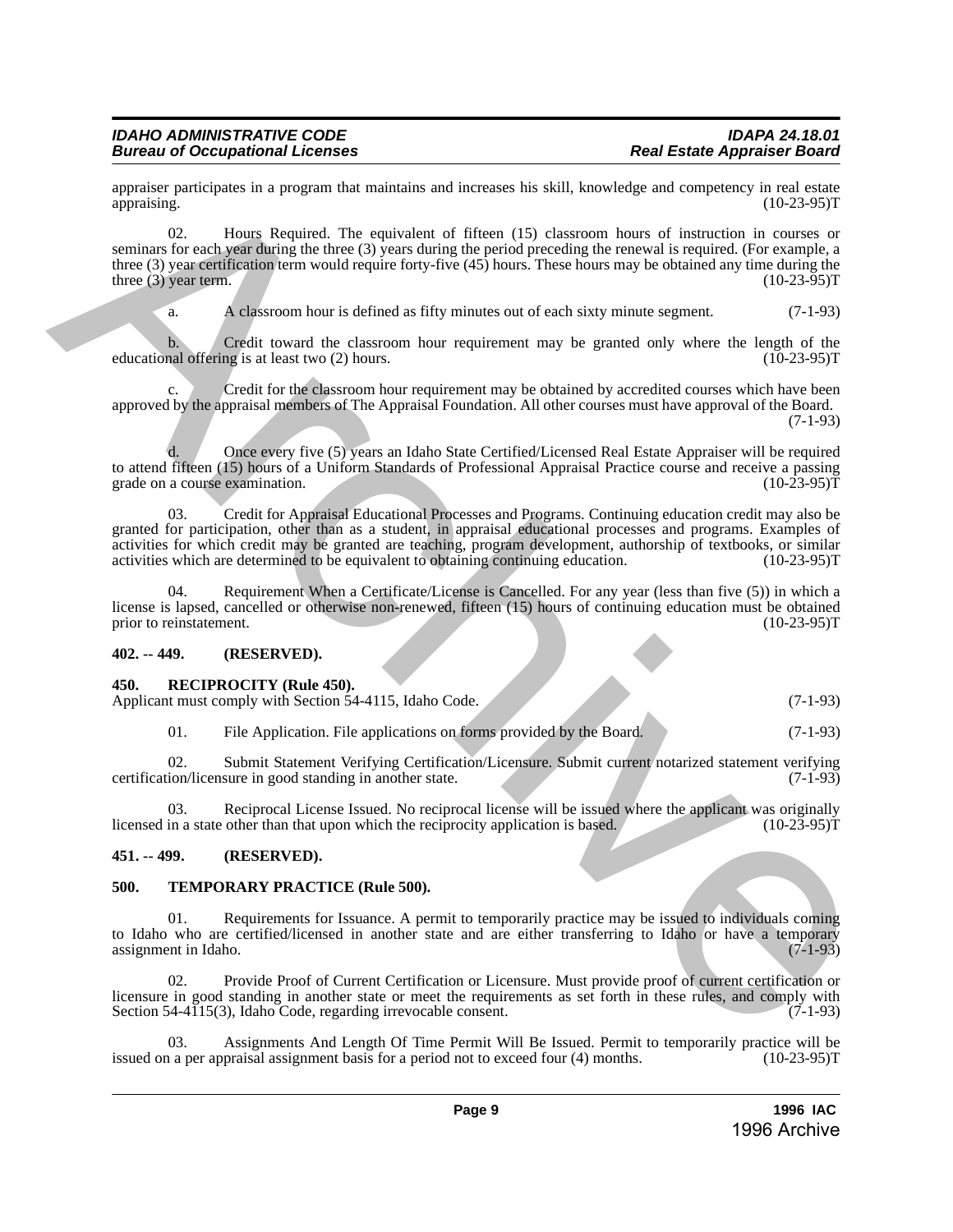appraiser participates in a program that maintains and increases his skill, knowledge and competency in real estate appraising. (10-23-95)T

02. Hours Required. The equivalent of fifteen (15) classroom hours of instruction in courses or seminars for each year during the three (3) years during the period preceding the renewal is required. (For example, a three (3) year certification term would require forty-five (45) hours. These hours may be obtained any time during the three (3) year term. (10-23-95)T

a. A classroom hour is defined as fifty minutes out of each sixty minute segment. (7-1-93)

b. Credit toward the classroom hour requirement may be granted only where the length of the educational offering is at least two (2) hours. (10-23-95)T

c. Credit for the classroom hour requirement may be obtained by accredited courses which have been approved by the appraisal members of The Appraisal Foundation. All other courses must have approval of the Board. (7-1-93)

d. Once every five (5) years an Idaho State Certified/Licensed Real Estate Appraiser will be required to attend fifteen (15) hours of a Uniform Standards of Professional Appraisal Practice course and receive a passing grade on a course examination. (10-23-95)T

03. Credit for Appraisal Educational Processes and Programs. Continuing education credit may also be granted for participation, other than as a student, in appraisal educational processes and programs. Examples of activities for which credit may be granted are teaching, program development, authorship of textbooks, or similar activities which are determined to be equivalent to obtaining continuing education. (10-23-95)T

04. Requirement When a Certificate/License is Cancelled. For any year (less than five (5)) in which a license is lapsed, cancelled or otherwise non-renewed, fifteen (15) hours of continuing education must be obtained prior to reinstatement. (10-23-95)T

**402. -- 449. (RESERVED).**

**450. RECIPROCITY (Rule 450).**

Applicant must comply with Section 54-4115, Idaho Code. (7-1-93)

01. File Application. File applications on forms provided by the Board. (7-1-93)

02. Submit Statement Verifying Certification/Licensure. Submit current notarized statement verifying certification/licensure in good standing in another state. (7-1-93)

03. Reciprocal License Issued. No reciprocal license will be issued where the applicant was originally licensed in a state other than that upon which the reciprocity application is based. (10-23-95)T

**451. -- 499. (RESERVED).**

**500. TEMPORARY PRACTICE (Rule 500).**

01. Requirements for Issuance. A permit to temporarily practice may be issued to individuals coming to Idaho who are certified/licensed in another state and are either transferring to Idaho or have a temporary assignment in Idaho. (7-1-93)

02. Provide Proof of Current Certification or Licensure. Must provide proof of current certification or licensure in good standing in another state or meet the requirements as set forth in these rules, and comply with Section 54-4115(3), Idaho Code, regarding irrevocable consent. (7-1-93)

03. Assignments And Length Of Time Permit Will Be Issued. Permit to temporarily practice will be issued on a per appraisal assignment basis for a period not to exceed four (4) months. (10-23-95)T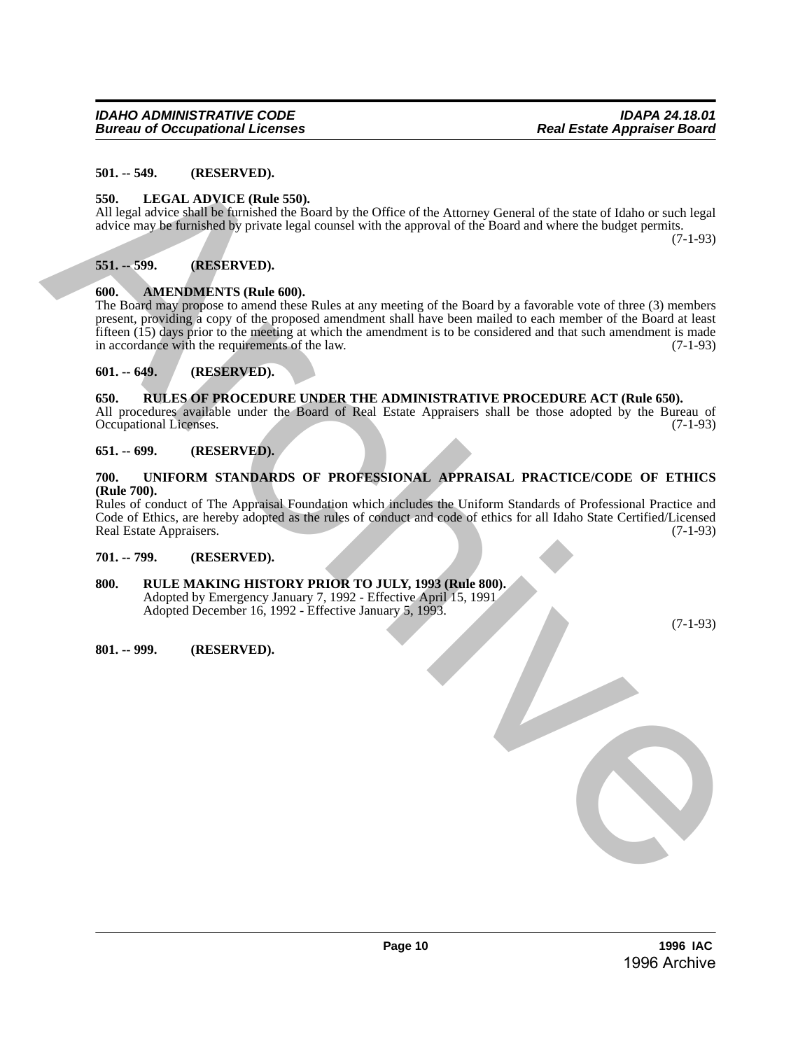**501. -- 549. (RESERVED).**

**550. LEGAL ADVICE (Rule 550).**

All legal advice shall be furnished the Board by the Office of the Attorney General of the state of Idaho or such legal advice may be furnished by private legal counsel with the approval of the Board and where the budget permits. (7-1-93)

**551. -- 599. (RESERVED).**

**600. AMENDMENTS (Rule 600).**

The Board may propose to amend these Rules at any meeting of the Board by a favorable vote of three (3) members present, providing a copy of the proposed amendment shall have been mailed to each member of the Board at least fifteen (15) days prior to the meeting at which the amendment is to be considered and that such amendment is made in accordance with the requirements of the law. (7-1-93)

**601. -- 649. (RESERVED).**

**650. RULES OF PROCEDURE UNDER THE ADMINISTRATIVE PROCEDURE ACT (Rule 650).**

All procedures available under the Board of Real Estate Appraisers shall be those adopted by the Bureau of Occupational Licenses. (7-1-93)

**651. -- 699. (RESERVED).**

**700. UNIFORM STANDARDS OF PROFESSIONAL APPRAISAL PRACTICE/CODE OF ETHICS (Rule 700).**

Rules of conduct of The Appraisal Foundation which includes the Uniform Standards of Professional Practice and Code of Ethics, are hereby adopted as the rules of conduct and code of ethics for all Idaho State Certified/Licensed Real Estate Appraisers. (7-1-93)

**701. -- 799. (RESERVED).**

**800. RULE MAKING HISTORY PRIOR TO JULY, 1993 (Rule 800).**

Adopted by Emergency January 7, 1992 - Effective April 15, 1991
Adopted December 16, 1992 - Effective January 5, 1993.

(7-1-93)

**801. -- 999. (RESERVED).**